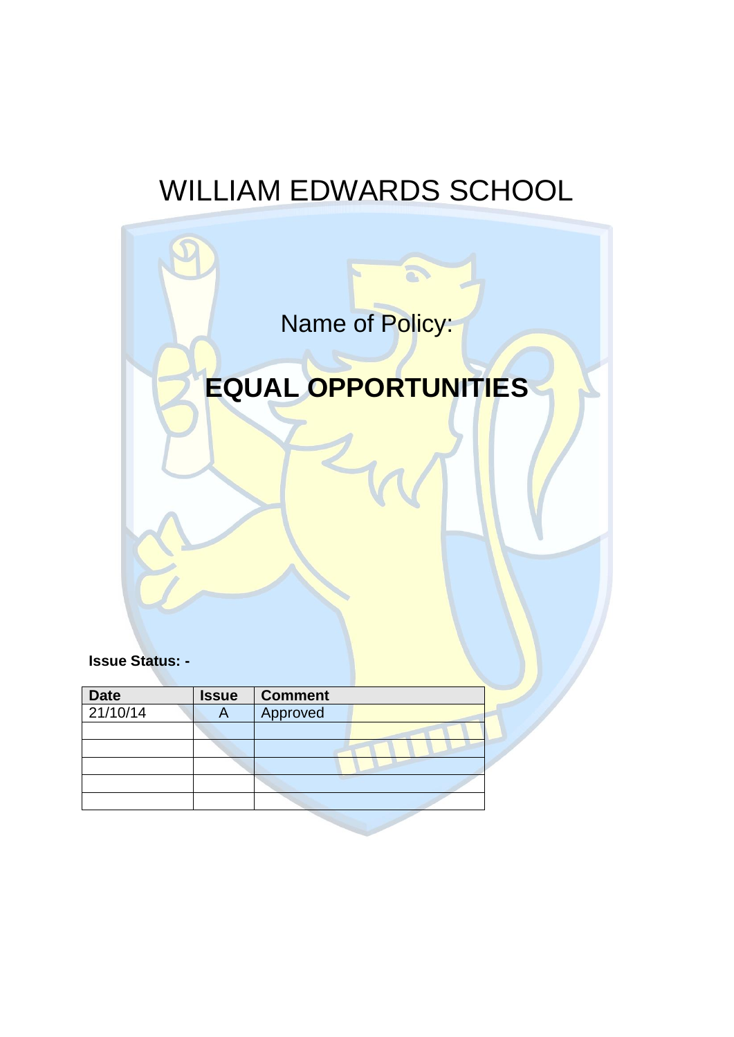# WILLIAM EDWARDS SCHOOL

Name of Policy:

# EQUAL OPPORTUNITIES

**Issue Status: -**

| Date | Issue | Comment |
|---|---|---|
| 21/10/14 | A | Approved |
| | | |
| | | |
| | | |
| | | |
| | | |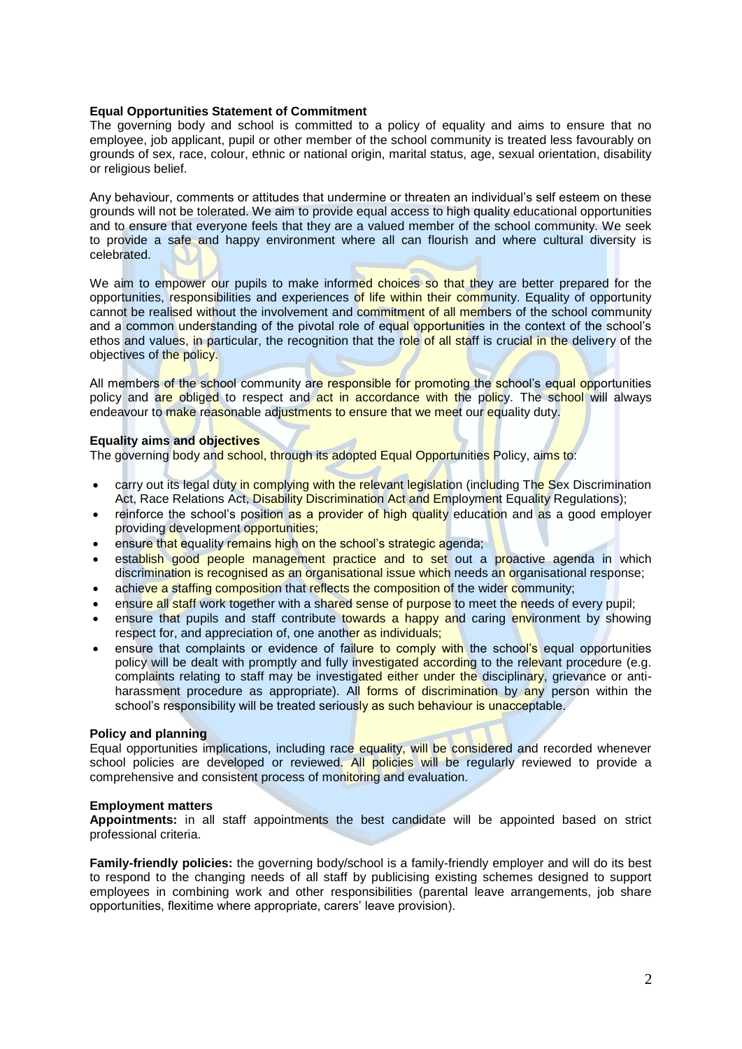**Equal Opportunities Statement of Commitment**

The governing body and school is committed to a policy of equality and aims to ensure that no employee, job applicant, pupil or other member of the school community is treated less favourably on grounds of sex, race, colour, ethnic or national origin, marital status, age, sexual orientation, disability or religious belief.

Any behaviour, comments or attitudes that undermine or threaten an individual's self esteem on these grounds will not be tolerated. We aim to provide equal access to high quality educational opportunities and to ensure that everyone feels that they are a valued member of the school community. We seek to provide a safe and happy environment where all can flourish and where cultural diversity is celebrated.

We aim to empower our pupils to make informed choices so that they are better prepared for the opportunities, responsibilities and experiences of life within their community. Equality of opportunity cannot be realised without the involvement and commitment of all members of the school community and a common understanding of the pivotal role of equal opportunities in the context of the school's ethos and values, in particular, the recognition that the role of all staff is crucial in the delivery of the objectives of the policy.

All members of the school community are responsible for promoting the school's equal opportunities policy and are obliged to respect and act in accordance with the policy. The school will always endeavour to make reasonable adjustments to ensure that we meet our equality duty.

**Equality aims and objectives**

The governing body and school, through its adopted Equal Opportunities Policy, aims to:

- carry out its legal duty in complying with the relevant legislation (including The Sex Discrimination Act, Race Relations Act, Disability Discrimination Act and Employment Equality Regulations);
- reinforce the school's position as a provider of high quality education and as a good employer providing development opportunities;
- ensure that equality remains high on the school's strategic agenda;
- establish good people management practice and to set out a proactive agenda in which discrimination is recognised as an organisational issue which needs an organisational response;
- achieve a staffing composition that reflects the composition of the wider community;
- ensure all staff work together with a shared sense of purpose to meet the needs of every pupil;
- ensure that pupils and staff contribute towards a happy and caring environment by showing respect for, and appreciation of, one another as individuals;
- ensure that complaints or evidence of failure to comply with the school's equal opportunities policy will be dealt with promptly and fully investigated according to the relevant procedure (e.g. complaints relating to staff may be investigated either under the disciplinary, grievance or anti-harassment procedure as appropriate). All forms of discrimination by any person within the school's responsibility will be treated seriously as such behaviour is unacceptable.

**Policy and planning**

Equal opportunities implications, including race equality, will be considered and recorded whenever school policies are developed or reviewed. All policies will be regularly reviewed to provide a comprehensive and consistent process of monitoring and evaluation.

**Employment matters**

**Appointments:** in all staff appointments the best candidate will be appointed based on strict professional criteria.

**Family-friendly policies:** the governing body/school is a family-friendly employer and will do its best to respond to the changing needs of all staff by publicising existing schemes designed to support employees in combining work and other responsibilities (parental leave arrangements, job share opportunities, flexitime where appropriate, carers' leave provision).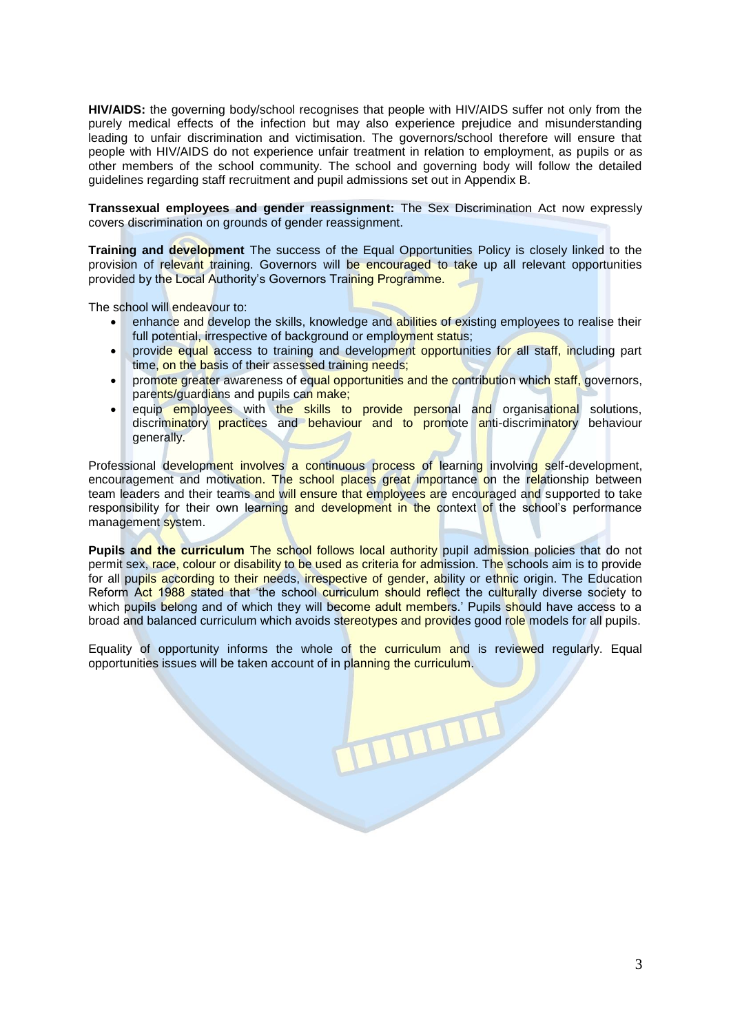**HIV/AIDS:** the governing body/school recognises that people with HIV/AIDS suffer not only from the purely medical effects of the infection but may also experience prejudice and misunderstanding leading to unfair discrimination and victimisation. The governors/school therefore will ensure that people with HIV/AIDS do not experience unfair treatment in relation to employment, as pupils or as other members of the school community. The school and governing body will follow the detailed guidelines regarding staff recruitment and pupil admissions set out in Appendix B.

**Transsexual employees and gender reassignment:** The Sex Discrimination Act now expressly covers discrimination on grounds of gender reassignment.

**Training and development** The success of the Equal Opportunities Policy is closely linked to the provision of relevant training. Governors will be encouraged to take up all relevant opportunities provided by the Local Authority's Governors Training Programme.

The school will endeavour to:

- enhance and develop the skills, knowledge and abilities of existing employees to realise their full potential, irrespective of background or employment status;
- provide equal access to training and development opportunities for all staff, including part time, on the basis of their assessed training needs;
- promote greater awareness of equal opportunities and the contribution which staff, governors, parents/guardians and pupils can make;
- equip employees with the skills to provide personal and organisational solutions, discriminatory practices and behaviour and to promote anti-discriminatory behaviour generally.

Professional development involves a continuous process of learning involving self-development, encouragement and motivation. The school places great importance on the relationship between team leaders and their teams and will ensure that employees are encouraged and supported to take responsibility for their own learning and development in the context of the school's performance management system.

**Pupils and the curriculum** The school follows local authority pupil admission policies that do not permit sex, race, colour or disability to be used as criteria for admission. The schools aim is to provide for all pupils according to their needs, irrespective of gender, ability or ethnic origin. The Education Reform Act 1988 stated that 'the school curriculum should reflect the culturally diverse society to which pupils belong and of which they will become adult members.' Pupils should have access to a broad and balanced curriculum which avoids stereotypes and provides good role models for all pupils.

Equality of opportunity informs the whole of the curriculum and is reviewed regularly. Equal opportunities issues will be taken account of in planning the curriculum.